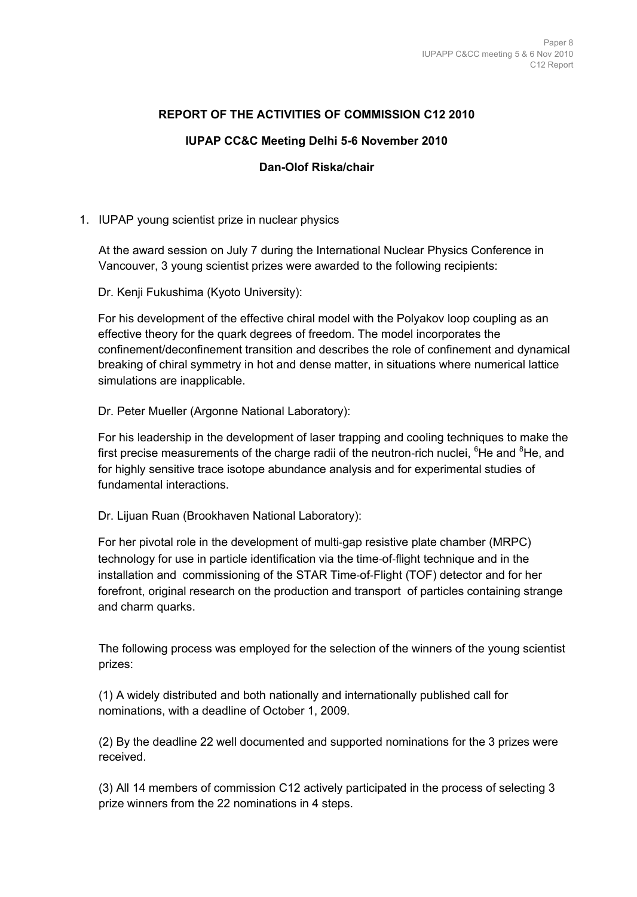**REPORT OF THE ACTIVITIES OF COMMISSION C12 2010**

**IUPAP CC&C Meeting Delhi 5-6 November 2010**

**Dan-Olof Riska/chair**

1. IUPAP young scientist prize in nuclear physics

   At the award session on July 7 during the International Nuclear Physics Conference in Vancouver, 3 young scientist prizes were awarded to the following recipients:

   Dr. Kenji Fukushima (Kyoto University):

   For his development of the effective chiral model with the Polyakov loop coupling as an effective theory for the quark degrees of freedom. The model incorporates the confinement/deconfinement transition and describes the role of confinement and dynamical breaking of chiral symmetry in hot and dense matter, in situations where numerical lattice simulations are inapplicable.

   Dr. Peter Mueller (Argonne National Laboratory):

   For his leadership in the development of laser trapping and cooling techniques to make the first precise measurements of the charge radii of the neutron-rich nuclei, $^{6}$He and $^{8}$He, and for highly sensitive trace isotope abundance analysis and for experimental studies of fundamental interactions.

   Dr. Lijuan Ruan (Brookhaven National Laboratory):

   For her pivotal role in the development of multi-gap resistive plate chamber (MRPC) technology for use in particle identification via the time-of-flight technique and in the installation and commissioning of the STAR Time-of-Flight (TOF) detector and for her forefront, original research on the production and transport of particles containing strange and charm quarks.

   The following process was employed for the selection of the winners of the young scientist prizes:

   (1) A widely distributed and both nationally and internationally published call for nominations, with a deadline of October 1, 2009.

   (2) By the deadline 22 well documented and supported nominations for the 3 prizes were received.

   (3) All 14 members of commission C12 actively participated in the process of selecting 3 prize winners from the 22 nominations in 4 steps.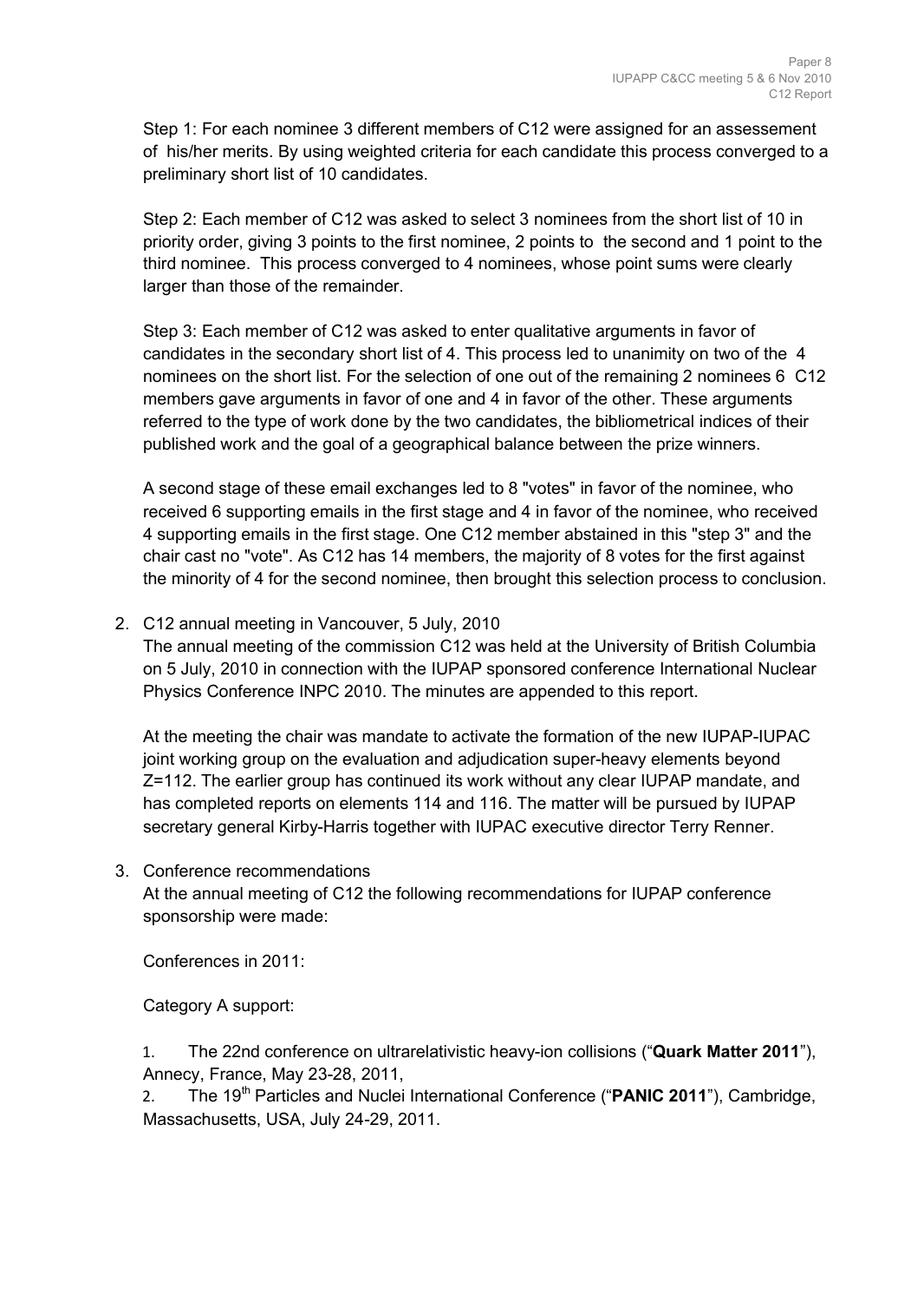Step 1: For each nominee 3 different members of C12 were assigned for an assessement of his/her merits. By using weighted criteria for each candidate this process converged to a preliminary short list of 10 candidates.

Step 2: Each member of C12 was asked to select 3 nominees from the short list of 10 in priority order, giving 3 points to the first nominee, 2 points to the second and 1 point to the third nominee. This process converged to 4 nominees, whose point sums were clearly larger than those of the remainder.

Step 3: Each member of C12 was asked to enter qualitative arguments in favor of candidates in the secondary short list of 4. This process led to unanimity on two of the 4 nominees on the short list. For the selection of one out of the remaining 2 nominees 6 C12 members gave arguments in favor of one and 4 in favor of the other. These arguments referred to the type of work done by the two candidates, the bibliometrical indices of their published work and the goal of a geographical balance between the prize winners.

A second stage of these email exchanges led to 8 "votes" in favor of the nominee, who received 6 supporting emails in the first stage and 4 in favor of the nominee, who received 4 supporting emails in the first stage. One C12 member abstained in this "step 3" and the chair cast no "vote". As C12 has 14 members, the majority of 8 votes for the first against the minority of 4 for the second nominee, then brought this selection process to conclusion.

2. C12 annual meeting in Vancouver, 5 July, 2010
   The annual meeting of the commission C12 was held at the University of British Columbia on 5 July, 2010 in connection with the IUPAP sponsored conference International Nuclear Physics Conference INPC 2010. The minutes are appended to this report.

   At the meeting the chair was mandate to activate the formation of the new IUPAP-IUPAC joint working group on the evaluation and adjudication super-heavy elements beyond Z=112. The earlier group has continued its work without any clear IUPAP mandate, and has completed reports on elements 114 and 116. The matter will be pursued by IUPAP secretary general Kirby-Harris together with IUPAC executive director Terry Renner.

3. Conference recommendations
   At the annual meeting of C12 the following recommendations for IUPAP conference sponsorship were made:

   Conferences in 2011:

   Category A support:

   1. The 22nd conference on ultrarelativistic heavy-ion collisions ("**Quark Matter 2011**"), Annecy, France, May 23-28, 2011,
   2. The 19th Particles and Nuclei International Conference ("**PANIC 2011**"), Cambridge, Massachusetts, USA, July 24-29, 2011.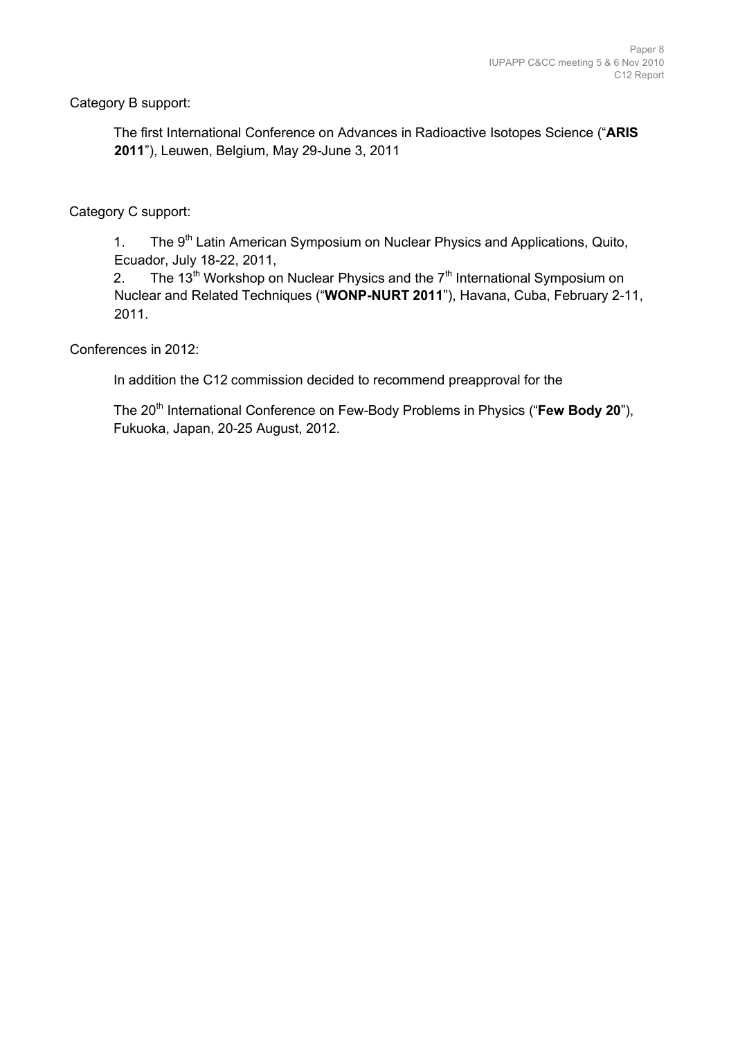Category B support:

The first International Conference on Advances in Radioactive Isotopes Science ("**ARIS 2011**"), Leuwen, Belgium, May 29-June 3, 2011

Category C support:

1. The 9th Latin American Symposium on Nuclear Physics and Applications, Quito, Ecuador, July 18-22, 2011,
2. The 13th Workshop on Nuclear Physics and the 7th International Symposium on Nuclear and Related Techniques ("**WONP-NURT 2011**"), Havana, Cuba, February 2-11, 2011.

Conferences in 2012:

In addition the C12 commission decided to recommend preapproval for the

The 20th International Conference on Few-Body Problems in Physics ("**Few Body 20**"), Fukuoka, Japan, 20-25 August, 2012.